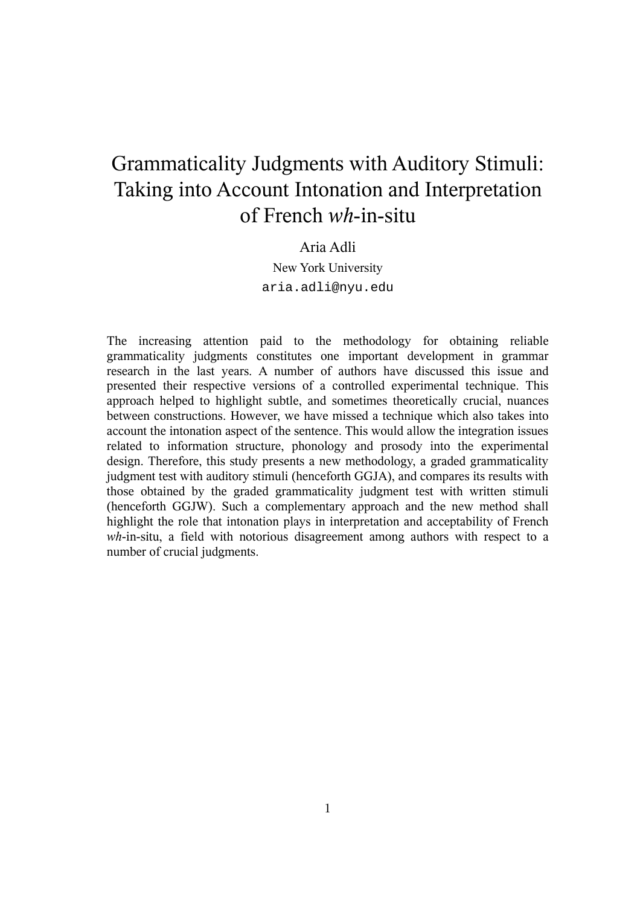# Grammaticality Judgments with Auditory Stimuli: Taking into Account Intonation and Interpretation of French *wh*-in-situ

Aria Adli

New York University

`aria.adli@nyu.edu`

The increasing attention paid to the methodology for obtaining reliable grammaticality judgments constitutes one important development in grammar research in the last years. A number of authors have discussed this issue and presented their respective versions of a controlled experimental technique. This approach helped to highlight subtle, and sometimes theoretically crucial, nuances between constructions. However, we have missed a technique which also takes into account the intonation aspect of the sentence. This would allow the integration issues related to information structure, phonology and prosody into the experimental design. Therefore, this study presents a new methodology, a graded grammaticality judgment test with auditory stimuli (henceforth GGJA), and compares its results with those obtained by the graded grammaticality judgment test with written stimuli (henceforth GGJW). Such a complementary approach and the new method shall highlight the role that intonation plays in interpretation and acceptability of French *wh*-in-situ, a field with notorious disagreement among authors with respect to a number of crucial judgments.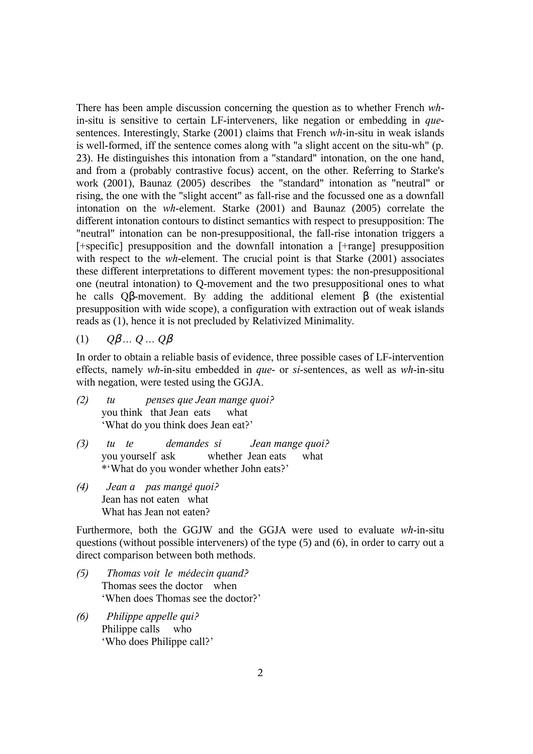There has been ample discussion concerning the question as to whether French *wh*-in-situ is sensitive to certain LF-interveners, like negation or embedding in *que*-sentences. Interestingly, Starke (2001) claims that French *wh*-in-situ in weak islands is well-formed, iff the sentence comes along with "a slight accent on the situ-wh" (p. 23). He distinguishes this intonation from a "standard" intonation, on the one hand, and from a (probably contrastive focus) accent, on the other. Referring to Starke's work (2001), Baunaz (2005) describes the "standard" intonation as "neutral" or rising, the one with the "slight accent" as fall-rise and the focussed one as a downfall intonation on the *wh*-element. Starke (2001) and Baunaz (2005) correlate the different intonation contours to distinct semantics with respect to presupposition: The "neutral" intonation can be non-presuppositional, the fall-rise intonation triggers a [+specific] presupposition and the downfall intonation a [+range] presupposition with respect to the *wh*-element. The crucial point is that Starke (2001) associates these different interpretations to different movement types: the non-presuppositional one (neutral intonation) to Q-movement and the two presuppositional ones to what he calls Qβ-movement. By adding the additional element β (the existential presupposition with wide scope), a configuration with extraction out of weak islands reads as (1), hence it is not precluded by Relativized Minimality.

(1) *Qβ … Q … Qβ*

In order to obtain a reliable basis of evidence, three possible cases of LF-intervention effects, namely *wh*-in-situ embedded in *que*- or *si*-sentences, as well as *wh*-in-situ with negation, were tested using the GGJA.

*(2)* *tu penses que Jean mange quoi?*
you think that Jean eats what
'What do you think does Jean eat?'

*(3)* *tu te demandes si Jean mange quoi?*
you yourself ask whether Jean eats what
*'What do you wonder whether John eats?'

*(4)* *Jean a pas mangé quoi?*
Jean has not eaten what
What has Jean not eaten?

Furthermore, both the GGJW and the GGJA were used to evaluate *wh*-in-situ questions (without possible interveners) of the type (5) and (6), in order to carry out a direct comparison between both methods.

*(5)* *Thomas voit le médecin quand?*
Thomas sees the doctor when
'When does Thomas see the doctor?'

*(6)* *Philippe appelle qui?*
Philippe calls who
'Who does Philippe call?'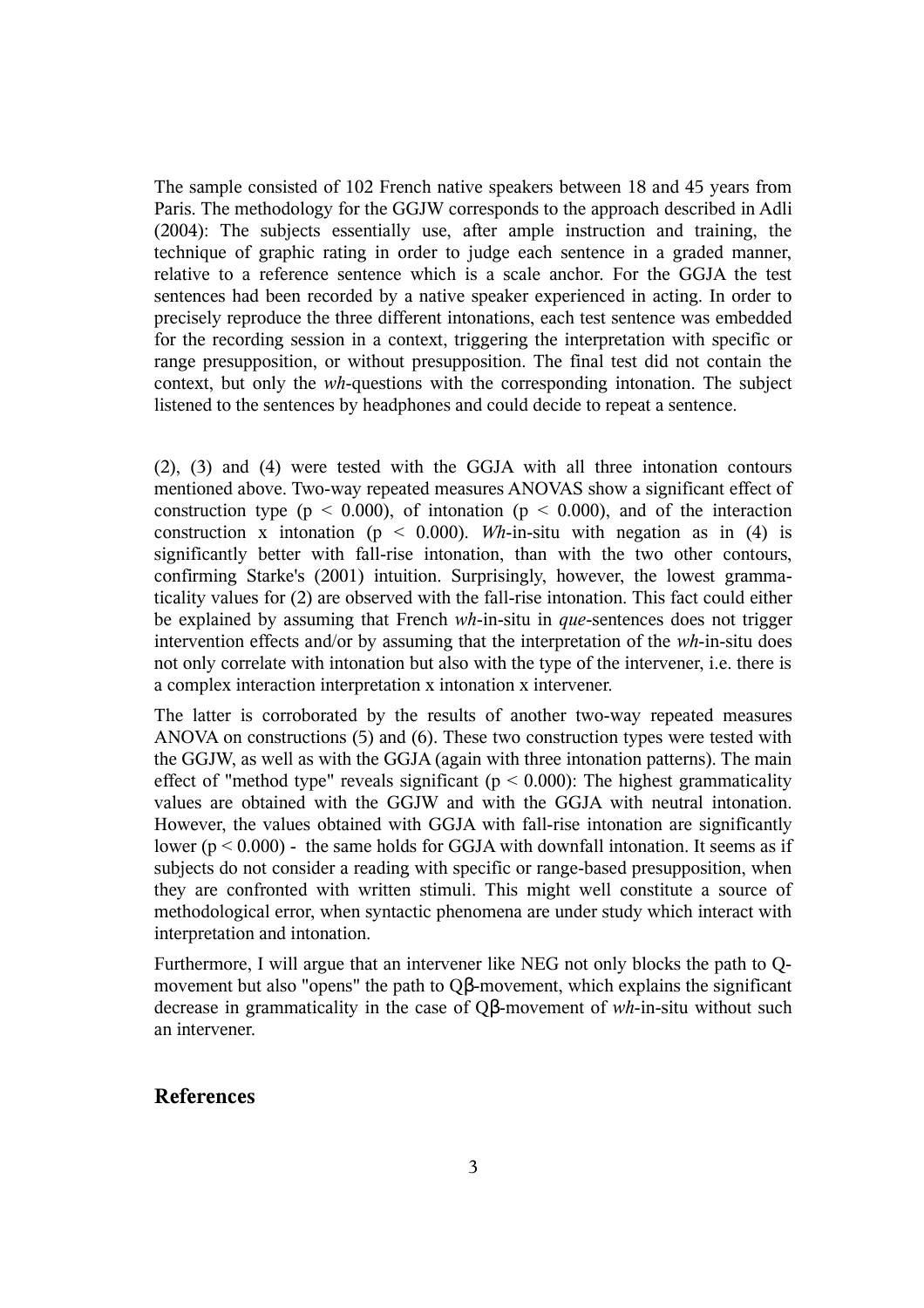The sample consisted of 102 French native speakers between 18 and 45 years from Paris. The methodology for the GGJW corresponds to the approach described in Adli (2004): The subjects essentially use, after ample instruction and training, the technique of graphic rating in order to judge each sentence in a graded manner, relative to a reference sentence which is a scale anchor. For the GGJA the test sentences had been recorded by a native speaker experienced in acting. In order to precisely reproduce the three different intonations, each test sentence was embedded for the recording session in a context, triggering the interpretation with specific or range presupposition, or without presupposition. The final test did not contain the context, but only the *wh*-questions with the corresponding intonation. The subject listened to the sentences by headphones and could decide to repeat a sentence.

(2), (3) and (4) were tested with the GGJA with all three intonation contours mentioned above. Two-way repeated measures ANOVAS show a significant effect of construction type ($p < 0.000$), of intonation ($p < 0.000$), and of the interaction construction x intonation ($p < 0.000$). *Wh*-in-situ with negation as in (4) is significantly better with fall-rise intonation, than with the two other contours, confirming Starke's (2001) intuition. Surprisingly, however, the lowest grammaticality values for (2) are observed with the fall-rise intonation. This fact could either be explained by assuming that French *wh*-in-situ in *que*-sentences does not trigger intervention effects and/or by assuming that the interpretation of the *wh*-in-situ does not only correlate with intonation but also with the type of the intervener, i.e. there is a complex interaction interpretation x intonation x intervener.

The latter is corroborated by the results of another two-way repeated measures ANOVA on constructions (5) and (6). These two construction types were tested with the GGJW, as well as with the GGJA (again with three intonation patterns). The main effect of "method type" reveals significant ($p < 0.000$): The highest grammaticality values are obtained with the GGJW and with the GGJA with neutral intonation. However, the values obtained with GGJA with fall-rise intonation are significantly lower ($p < 0.000$) - the same holds for GGJA with downfall intonation. It seems as if subjects do not consider a reading with specific or range-based presupposition, when they are confronted with written stimuli. This might well constitute a source of methodological error, when syntactic phenomena are under study which interact with interpretation and intonation.

Furthermore, I will argue that an intervener like NEG not only blocks the path to Q-movement but also "opens" the path to Qβ-movement, which explains the significant decrease in grammaticality in the case of Qβ-movement of *wh*-in-situ without such an intervener.

## References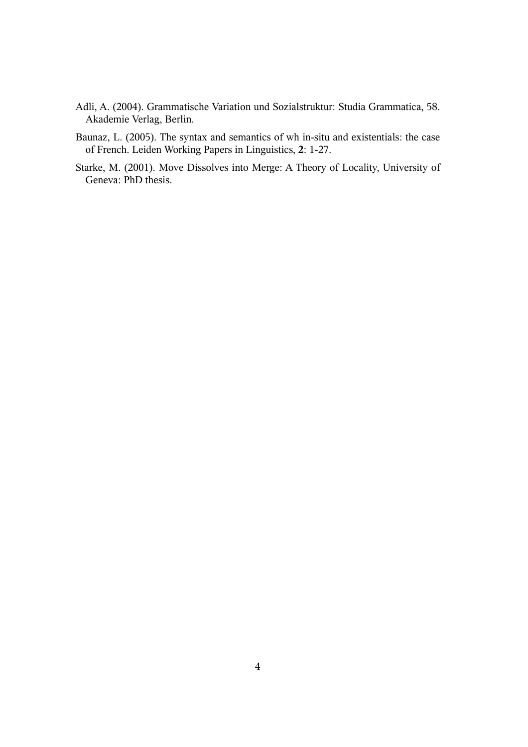Adli, A. (2004). Grammatische Variation und Sozialstruktur: Studia Grammatica, 58. Akademie Verlag, Berlin.

Baunaz, L. (2005). The syntax and semantics of wh in-situ and existentials: the case of French. Leiden Working Papers in Linguistics, **2**: 1-27.

Starke, M. (2001). Move Dissolves into Merge: A Theory of Locality, University of Geneva: PhD thesis.